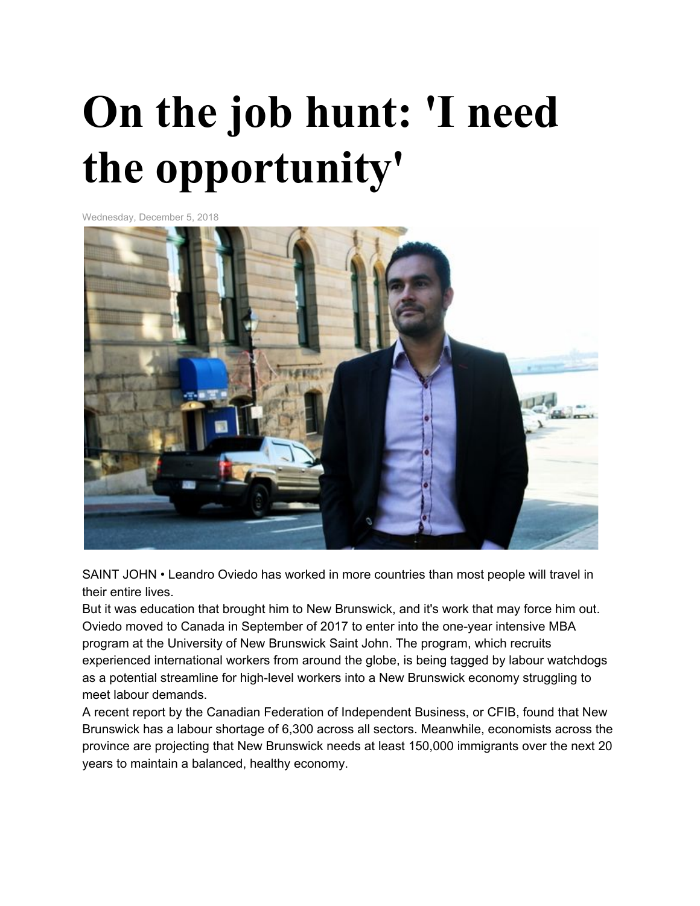# On the job hunt: 'I need the opportunity'

Wednesday, December 5, 2018

SAINT JOHN • Leandro Oviedo has worked in more countries than most people will travel in their entire lives.

But it was education that brought him to New Brunswick, and it's work that may force him out.

Oviedo moved to Canada in September of 2017 to enter into the one-year intensive MBA program at the University of New Brunswick Saint John. The program, which recruits experienced international workers from around the globe, is being tagged by labour watchdogs as a potential streamline for high-level workers into a New Brunswick economy struggling to meet labour demands.

A recent report by the Canadian Federation of Independent Business, or CFIB, found that New Brunswick has a labour shortage of 6,300 across all sectors. Meanwhile, economists across the province are projecting that New Brunswick needs at least 150,000 immigrants over the next 20 years to maintain a balanced, healthy economy.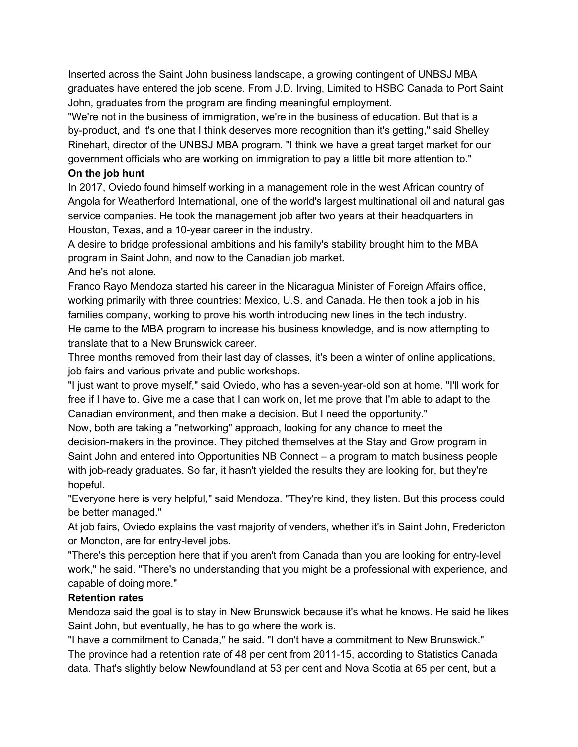Inserted across the Saint John business landscape, a growing contingent of UNBSJ MBA graduates have entered the job scene. From J.D. Irving, Limited to HSBC Canada to Port Saint John, graduates from the program are finding meaningful employment.

"We're not in the business of immigration, we're in the business of education. But that is a by-product, and it's one that I think deserves more recognition than it's getting," said Shelley Rinehart, director of the UNBSJ MBA program. "I think we have a great target market for our government officials who are working on immigration to pay a little bit more attention to."

**On the job hunt**

In 2017, Oviedo found himself working in a management role in the west African country of Angola for Weatherford International, one of the world's largest multinational oil and natural gas service companies. He took the management job after two years at their headquarters in Houston, Texas, and a 10-year career in the industry.

A desire to bridge professional ambitions and his family's stability brought him to the MBA program in Saint John, and now to the Canadian job market.

And he's not alone.

Franco Rayo Mendoza started his career in the Nicaragua Minister of Foreign Affairs office, working primarily with three countries: Mexico, U.S. and Canada. He then took a job in his families company, working to prove his worth introducing new lines in the tech industry.

He came to the MBA program to increase his business knowledge, and is now attempting to translate that to a New Brunswick career.

Three months removed from their last day of classes, it's been a winter of online applications, job fairs and various private and public workshops.

"I just want to prove myself," said Oviedo, who has a seven-year-old son at home. "I'll work for free if I have to. Give me a case that I can work on, let me prove that I'm able to adapt to the Canadian environment, and then make a decision. But I need the opportunity."

Now, both are taking a "networking" approach, looking for any chance to meet the decision-makers in the province. They pitched themselves at the Stay and Grow program in Saint John and entered into Opportunities NB Connect – a program to match business people with job-ready graduates. So far, it hasn't yielded the results they are looking for, but they're hopeful.

"Everyone here is very helpful," said Mendoza. "They're kind, they listen. But this process could be better managed."

At job fairs, Oviedo explains the vast majority of venders, whether it's in Saint John, Fredericton or Moncton, are for entry-level jobs.

"There's this perception here that if you aren't from Canada than you are looking for entry-level work," he said. "There's no understanding that you might be a professional with experience, and capable of doing more."

**Retention rates**

Mendoza said the goal is to stay in New Brunswick because it's what he knows. He said he likes Saint John, but eventually, he has to go where the work is.

"I have a commitment to Canada," he said. "I don't have a commitment to New Brunswick."

The province had a retention rate of 48 per cent from 2011-15, according to Statistics Canada data. That's slightly below Newfoundland at 53 per cent and Nova Scotia at 65 per cent, but a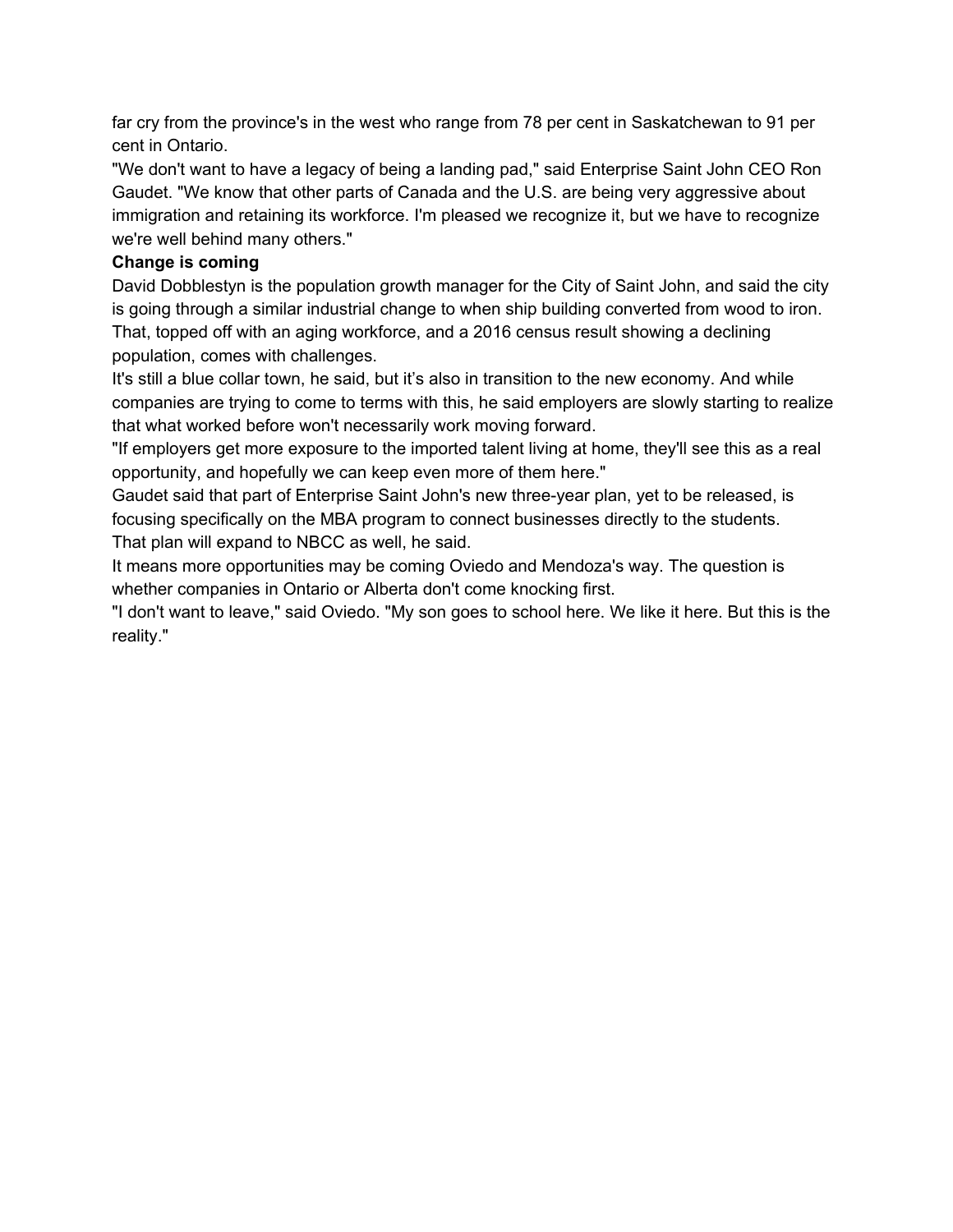far cry from the province's in the west who range from 78 per cent in Saskatchewan to 91 per cent in Ontario.

"We don't want to have a legacy of being a landing pad," said Enterprise Saint John CEO Ron Gaudet. "We know that other parts of Canada and the U.S. are being very aggressive about immigration and retaining its workforce. I'm pleased we recognize it, but we have to recognize we're well behind many others."

**Change is coming**

David Dobblestyn is the population growth manager for the City of Saint John, and said the city is going through a similar industrial change to when ship building converted from wood to iron. That, topped off with an aging workforce, and a 2016 census result showing a declining population, comes with challenges.

It's still a blue collar town, he said, but it's also in transition to the new economy. And while companies are trying to come to terms with this, he said employers are slowly starting to realize that what worked before won't necessarily work moving forward.

"If employers get more exposure to the imported talent living at home, they'll see this as a real opportunity, and hopefully we can keep even more of them here."

Gaudet said that part of Enterprise Saint John's new three-year plan, yet to be released, is focusing specifically on the MBA program to connect businesses directly to the students.

That plan will expand to NBCC as well, he said.

It means more opportunities may be coming Oviedo and Mendoza's way. The question is whether companies in Ontario or Alberta don't come knocking first.

"I don't want to leave," said Oviedo. "My son goes to school here. We like it here. But this is the reality."